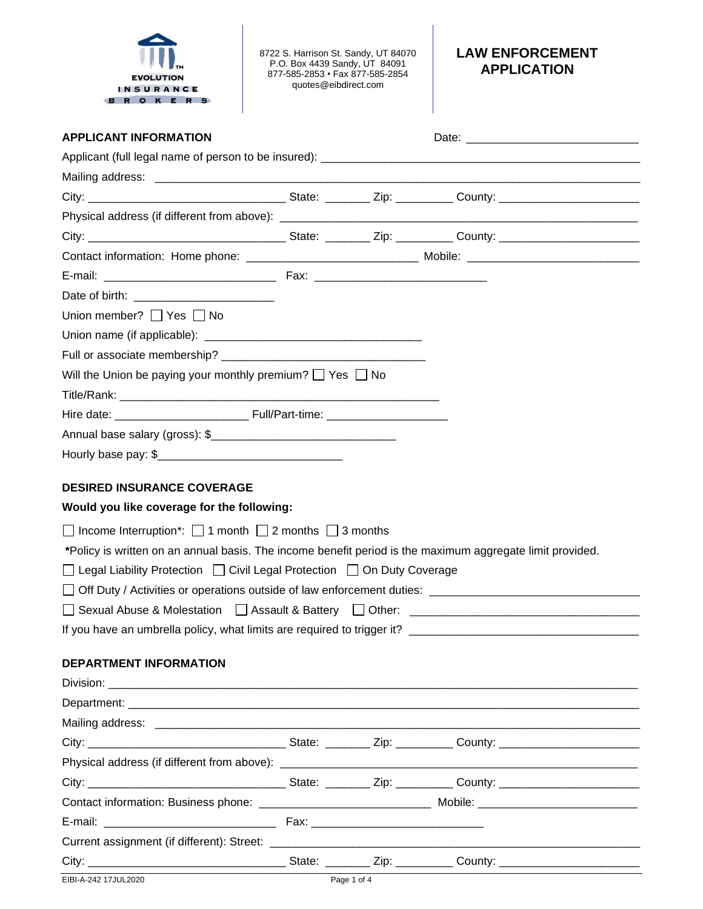EVOLUTION INSURANCE BROKERS

8722 S. Harrison St. Sandy, UT 84070
P.O. Box 4439 Sandy, UT 84091
877-585-2853 • Fax 877-585-2854
quotes@eibdirect.com

# LAW ENFORCEMENT APPLICATION

## APPLICANT INFORMATION

Date: ___________________________

Applicant (full legal name of person to be insured): ___________________________

Mailing address: ___________________________

City: ___________________ State: _______ Zip: _________ County: ___________________

Physical address (if different from above): ___________________________

City: ___________________ State: _______ Zip: _________ County: ___________________

Contact information: Home phone: ___________________________ Mobile: ___________________________

E-mail: ___________________________ Fax: ___________________________

Date of birth: _______________________

Union member? ☐ Yes ☐ No

Union name (if applicable): ___________________________

Full or associate membership? ___________________________

Will the Union be paying your monthly premium? ☐ Yes ☐ No

Title/Rank: ___________________________

Hire date: _____________________ Full/Part-time: ___________________

Annual base salary (gross): $_____________________________

Hourly base pay: $_____________________________

## DESIRED INSURANCE COVERAGE

**Would you like coverage for the following:**

☐ Income Interruption*: ☐ 1 month ☐ 2 months ☐ 3 months

***Policy is written on an annual basis. The income benefit period is the maximum aggregate limit provided.**

☐ Legal Liability Protection ☐ Civil Legal Protection ☐ On Duty Coverage

☐ Off Duty / Activities or operations outside of law enforcement duties: ___________________________

☐ Sexual Abuse & Molestation ☐ Assault & Battery ☐ Other: ___________________________

If you have an umbrella policy, what limits are required to trigger it? ___________________________

## DEPARTMENT INFORMATION

Division: ___________________________

Department: ___________________________

Mailing address: ___________________________

City: ___________________ State: _______ Zip: _________ County: ___________________

Physical address (if different from above): ___________________________

City: ___________________ State: _______ Zip: _________ County: ___________________

Contact information: Business phone: ___________________________ Mobile: ___________________________

E-mail: ___________________________ Fax: ___________________________

Current assignment (if different): Street: ___________________________

City: ___________________ State: _______ Zip: _________ County: ___________________

EIBI-A-242 17JUL2020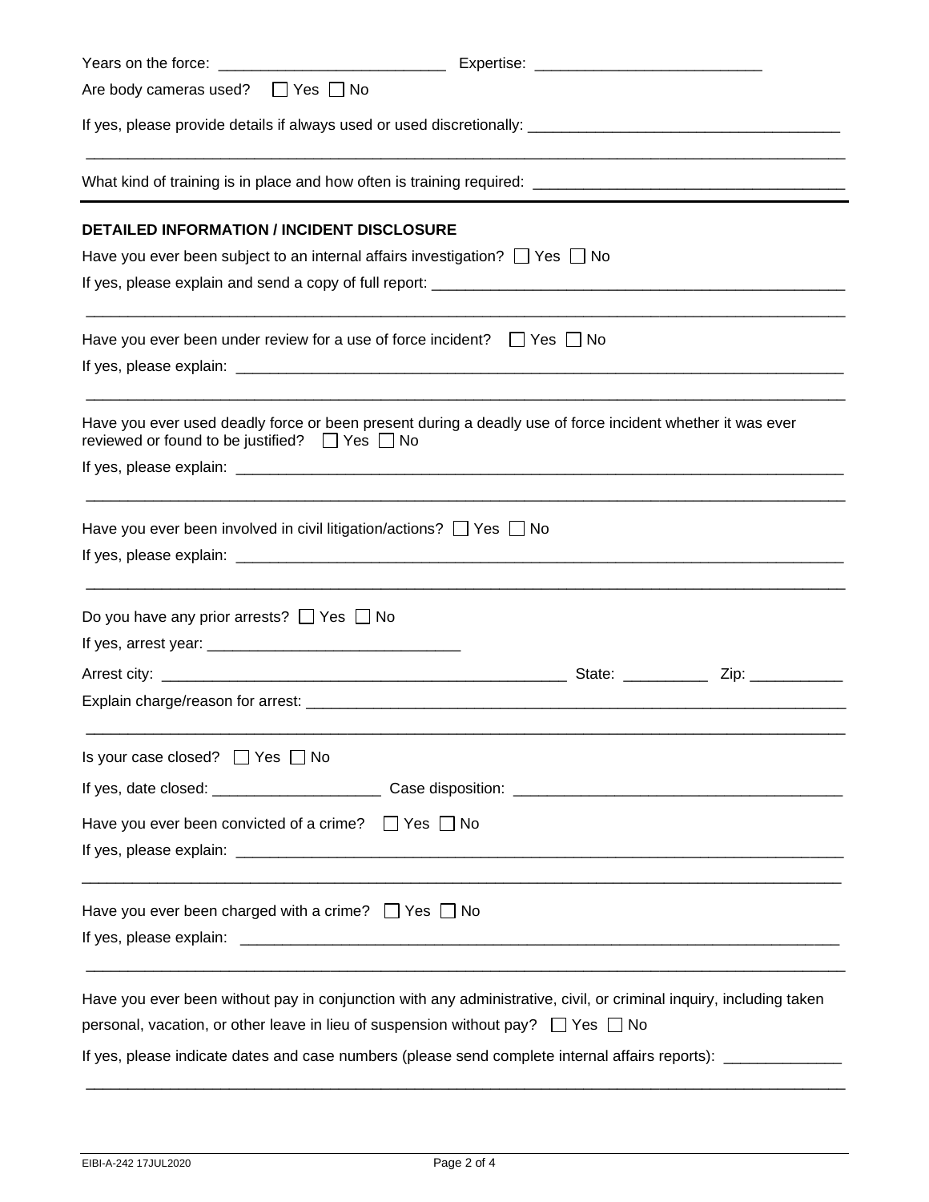Years on the force: ___________________________ Expertise: ___________________________

Are body cameras used? ☐ Yes ☐ No

If yes, please provide details if always used or used discretionally: ____________________________________

_____________________________________________________________________________________________

What kind of training is in place and how often is training required: ___________________________________

## DETAILED INFORMATION / INCIDENT DISCLOSURE

Have you ever been subject to an internal affairs investigation? ☐ Yes ☐ No

If yes, please explain and send a copy of full report: _________________________________________________

_____________________________________________________________________________________________

Have you ever been under review for a use of force incident? ☐ Yes ☐ No

If yes, please explain: ___________________________________________________________________________

_____________________________________________________________________________________________

Have you ever used deadly force or been present during a deadly use of force incident whether it was ever reviewed or found to be justified? ☐ Yes ☐ No

If yes, please explain: ___________________________________________________________________________

_____________________________________________________________________________________________

Have you ever been involved in civil litigation/actions? ☐ Yes ☐ No

If yes, please explain: ___________________________________________________________________________

_____________________________________________________________________________________________

Do you have any prior arrests? ☐ Yes ☐ No

If yes, arrest year: ______________________________

Arrest city: _______________________________________________ State: __________ Zip: ___________

Explain charge/reason for arrest: __________________________________________________________________

_____________________________________________________________________________________________

Is your case closed? ☐ Yes ☐ No

If yes, date closed: ____________________ Case disposition: ______________________________________

Have you ever been convicted of a crime? ☐ Yes ☐ No

If yes, please explain: ___________________________________________________________________________

_____________________________________________________________________________________________

Have you ever been charged with a crime? ☐ Yes ☐ No

If yes, please explain: ___________________________________________________________________________

_____________________________________________________________________________________________

Have you ever been without pay in conjunction with any administrative, civil, or criminal inquiry, including taken personal, vacation, or other leave in lieu of suspension without pay? ☐ Yes ☐ No

If yes, please indicate dates and case numbers (please send complete internal affairs reports): _____________

_____________________________________________________________________________________________

EIBI-A-242 17JUL2020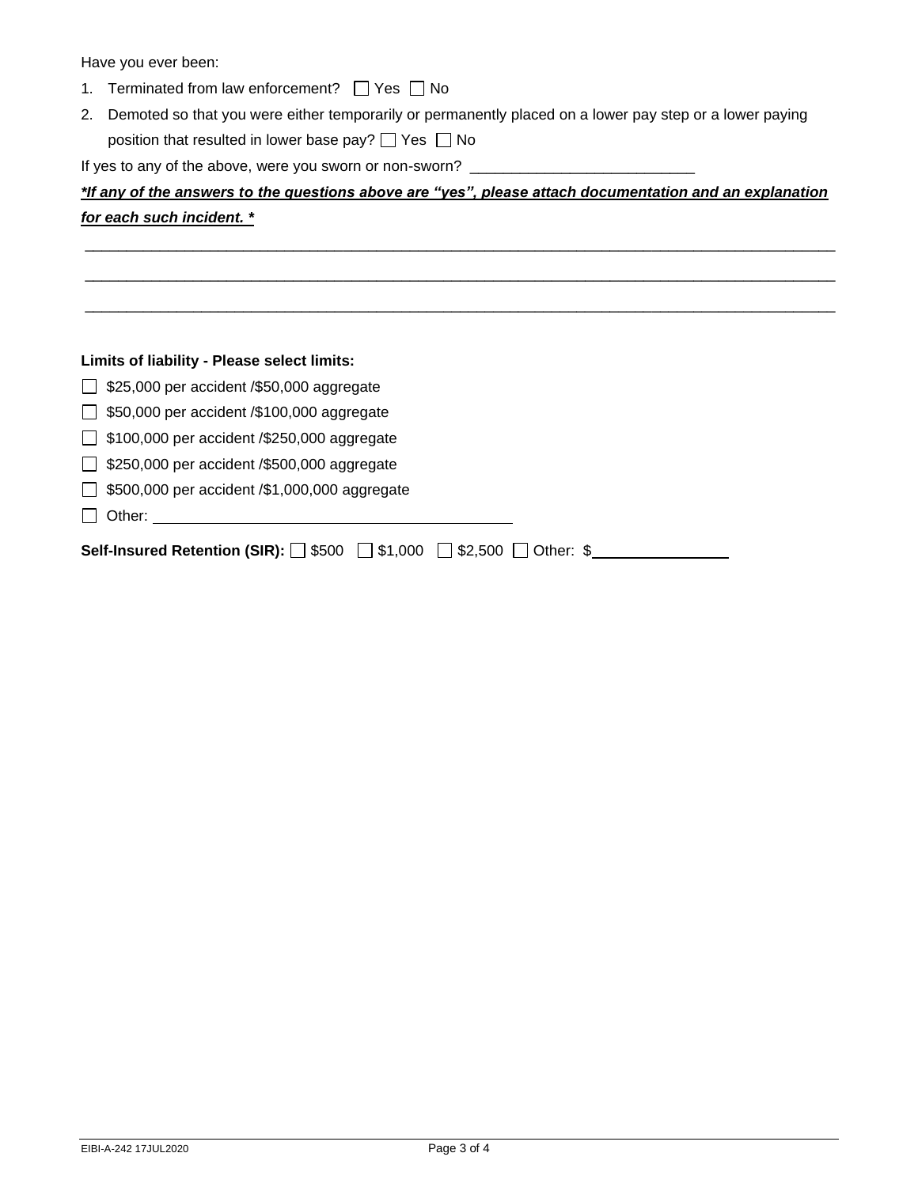Have you ever been:

1. Terminated from law enforcement? ☐ Yes ☐ No
2. Demoted so that you were either temporarily or permanently placed on a lower pay step or a lower paying position that resulted in lower base pay? ☐ Yes ☐ No

If yes to any of the above, were you sworn or non-sworn? ___________________________

***\*If any of the answers to the questions above are "yes", please attach documentation and an explanation for each such incident. \****

_____________________________________________________________________________________________

_____________________________________________________________________________________________

_____________________________________________________________________________________________

**Limits of liability - Please select limits:**

☐ $25,000 per accident /$50,000 aggregate

☐ $50,000 per accident /$100,000 aggregate

☐ $100,000 per accident /$250,000 aggregate

☐ $250,000 per accident /$500,000 aggregate

☐ $500,000 per accident /$1,000,000 aggregate

☐ Other: ___________________________________________

**Self-Insured Retention (SIR):** ☐ $500 ☐ $1,000 ☐ $2,500 ☐ Other: $_______________

EIBI-A-242 17JUL2020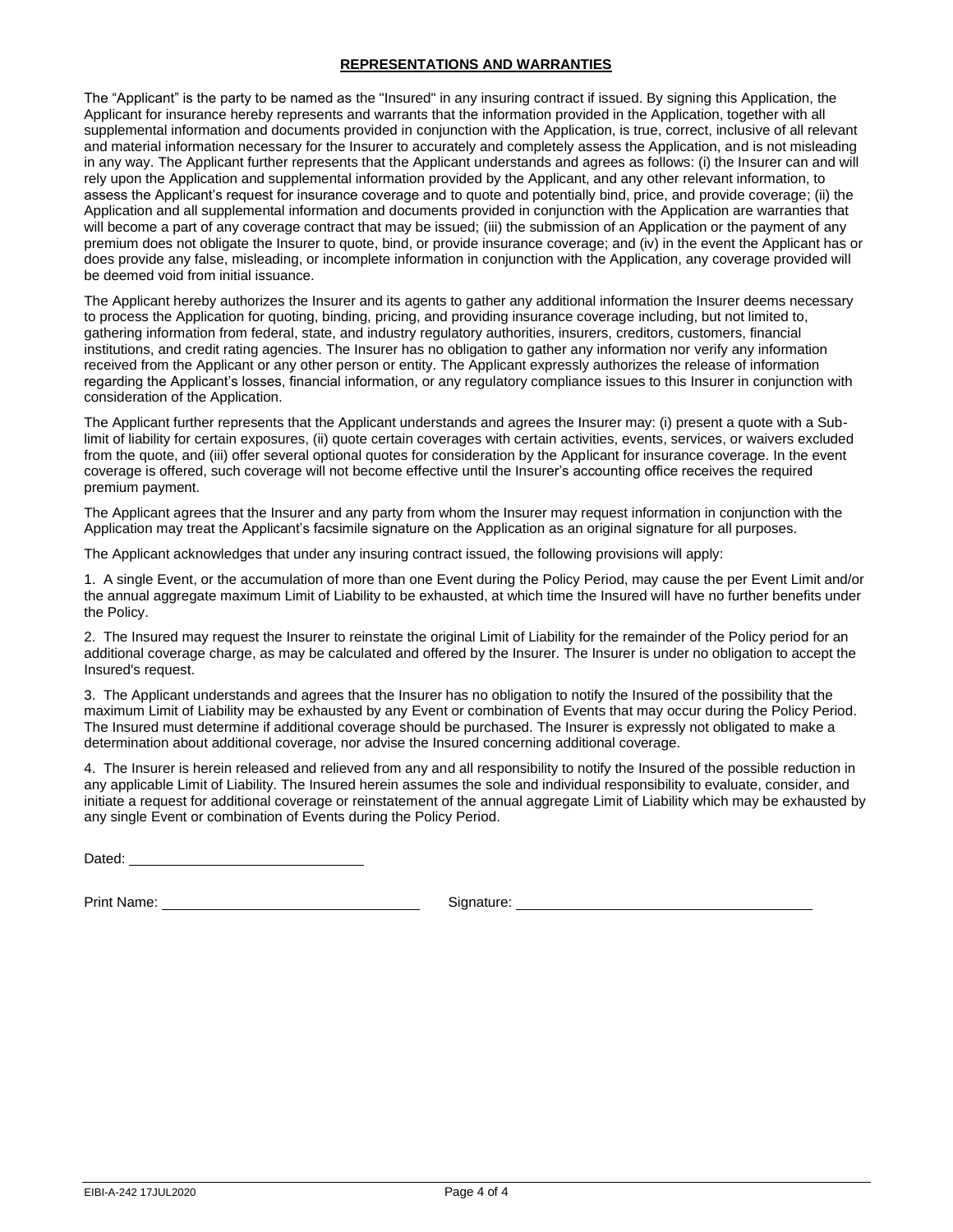## **REPRESENTATIONS AND WARRANTIES**

The "Applicant" is the party to be named as the "Insured" in any insuring contract if issued. By signing this Application, the Applicant for insurance hereby represents and warrants that the information provided in the Application, together with all supplemental information and documents provided in conjunction with the Application, is true, correct, inclusive of all relevant and material information necessary for the Insurer to accurately and completely assess the Application, and is not misleading in any way. The Applicant further represents that the Applicant understands and agrees as follows: (i) the Insurer can and will rely upon the Application and supplemental information provided by the Applicant, and any other relevant information, to assess the Applicant's request for insurance coverage and to quote and potentially bind, price, and provide coverage; (ii) the Application and all supplemental information and documents provided in conjunction with the Application are warranties that will become a part of any coverage contract that may be issued; (iii) the submission of an Application or the payment of any premium does not obligate the Insurer to quote, bind, or provide insurance coverage; and (iv) in the event the Applicant has or does provide any false, misleading, or incomplete information in conjunction with the Application, any coverage provided will be deemed void from initial issuance.

The Applicant hereby authorizes the Insurer and its agents to gather any additional information the Insurer deems necessary to process the Application for quoting, binding, pricing, and providing insurance coverage including, but not limited to, gathering information from federal, state, and industry regulatory authorities, insurers, creditors, customers, financial institutions, and credit rating agencies. The Insurer has no obligation to gather any information nor verify any information received from the Applicant or any other person or entity. The Applicant expressly authorizes the release of information regarding the Applicant's losses, financial information, or any regulatory compliance issues to this Insurer in conjunction with consideration of the Application.

The Applicant further represents that the Applicant understands and agrees the Insurer may: (i) present a quote with a Sub-limit of liability for certain exposures, (ii) quote certain coverages with certain activities, events, services, or waivers excluded from the quote, and (iii) offer several optional quotes for consideration by the Applicant for insurance coverage. In the event coverage is offered, such coverage will not become effective until the Insurer's accounting office receives the required premium payment.

The Applicant agrees that the Insurer and any party from whom the Insurer may request information in conjunction with the Application may treat the Applicant's facsimile signature on the Application as an original signature for all purposes.

The Applicant acknowledges that under any insuring contract issued, the following provisions will apply:

1. A single Event, or the accumulation of more than one Event during the Policy Period, may cause the per Event Limit and/or the annual aggregate maximum Limit of Liability to be exhausted, at which time the Insured will have no further benefits under the Policy.

2. The Insured may request the Insurer to reinstate the original Limit of Liability for the remainder of the Policy period for an additional coverage charge, as may be calculated and offered by the Insurer. The Insurer is under no obligation to accept the Insured's request.

3. The Applicant understands and agrees that the Insurer has no obligation to notify the Insured of the possibility that the maximum Limit of Liability may be exhausted by any Event or combination of Events that may occur during the Policy Period. The Insured must determine if additional coverage should be purchased. The Insurer is expressly not obligated to make a determination about additional coverage, nor advise the Insured concerning additional coverage.

4. The Insurer is herein released and relieved from any and all responsibility to notify the Insured of the possible reduction in any applicable Limit of Liability. The Insured herein assumes the sole and individual responsibility to evaluate, consider, and initiate a request for additional coverage or reinstatement of the annual aggregate Limit of Liability which may be exhausted by any single Event or combination of Events during the Policy Period.

Dated: ______________________________

Print Name: ______________________________ Signature: ______________________________

EIBI-A-242 17JUL2020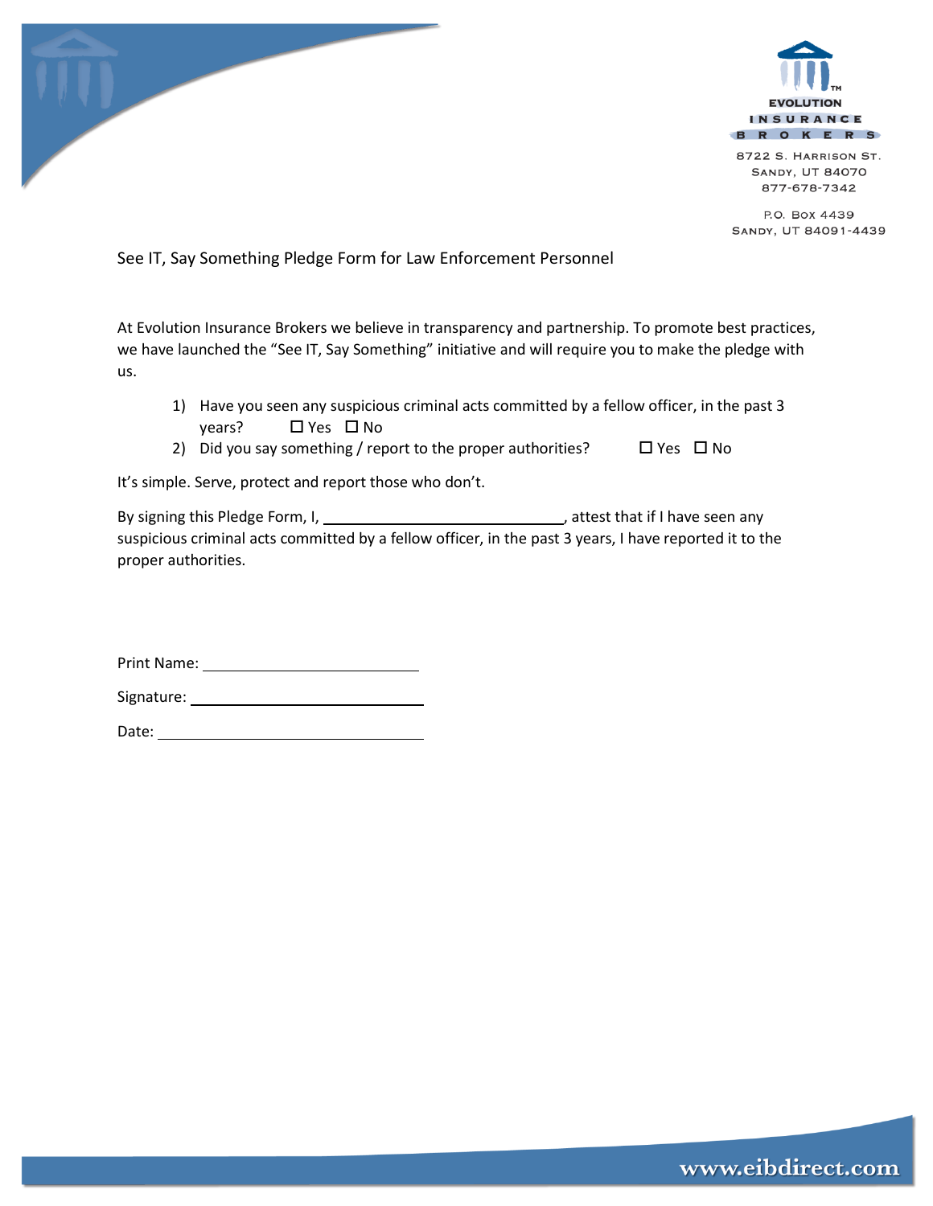EVOLUTION INSURANCE BROKERS

8722 S. Harrison St.
Sandy, UT 84070
877-678-7342

P.O. Box 4439
Sandy, UT 84091-4439

See IT, Say Something Pledge Form for Law Enforcement Personnel

At Evolution Insurance Brokers we believe in transparency and partnership. To promote best practices, we have launched the "See IT, Say Something" initiative and will require you to make the pledge with us.

1) Have you seen any suspicious criminal acts committed by a fellow officer, in the past 3 years? ☐ Yes ☐ No
2) Did you say something / report to the proper authorities? ☐ Yes ☐ No

It's simple. Serve, protect and report those who don't.

By signing this Pledge Form, I, \_\_\_\_\_\_\_\_\_\_\_\_\_\_\_\_\_\_\_\_\_\_\_\_\_\_\_\_, attest that if I have seen any suspicious criminal acts committed by a fellow officer, in the past 3 years, I have reported it to the proper authorities.

Print Name: \_\_\_\_\_\_\_\_\_\_\_\_\_\_\_\_\_\_\_\_\_\_\_\_\_\_\_\_

Signature: \_\_\_\_\_\_\_\_\_\_\_\_\_\_\_\_\_\_\_\_\_\_\_\_\_\_\_\_

Date: \_\_\_\_\_\_\_\_\_\_\_\_\_\_\_\_\_\_\_\_\_\_\_\_\_\_\_\_

www.eibdirect.com